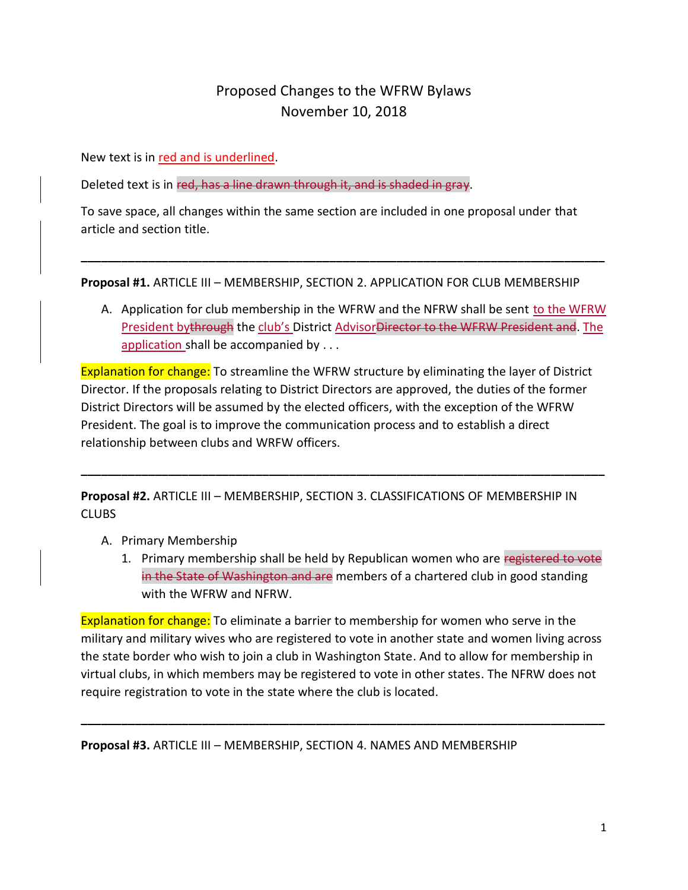# Proposed Changes to the WFRW Bylaws
## November 10, 2018

New text is in <u>red and is underlined</u>.

Deleted text is in ~~red, has a line drawn through it, and is shaded in gray~~.

To save space, all changes within the same section are included in one proposal under that article and section title.

---

**Proposal #1.** ARTICLE III – MEMBERSHIP, SECTION 2. APPLICATION FOR CLUB MEMBERSHIP

A. Application for club membership in the WFRW and the NFRW shall be sent <u>to the WFRW President by</u>~~through~~ the <u>club's</u> District <u>Advisor</u>~~Director to the WFRW President and~~. <u>The application</u> shall be accompanied by . . .

Explanation for change: To streamline the WFRW structure by eliminating the layer of District Director. If the proposals relating to District Directors are approved, the duties of the former District Directors will be assumed by the elected officers, with the exception of the WFRW President. The goal is to improve the communication process and to establish a direct relationship between clubs and WRFW officers.

---

**Proposal #2.** ARTICLE III – MEMBERSHIP, SECTION 3. CLASSIFICATIONS OF MEMBERSHIP IN CLUBS

A. Primary Membership
   1. Primary membership shall be held by Republican women who are ~~registered to vote in the State of Washington and are~~ members of a chartered club in good standing with the WFRW and NFRW.

Explanation for change: To eliminate a barrier to membership for women who serve in the military and military wives who are registered to vote in another state and women living across the state border who wish to join a club in Washington State. And to allow for membership in virtual clubs, in which members may be registered to vote in other states. The NFRW does not require registration to vote in the state where the club is located.

---

**Proposal #3.** ARTICLE III – MEMBERSHIP, SECTION 4. NAMES AND MEMBERSHIP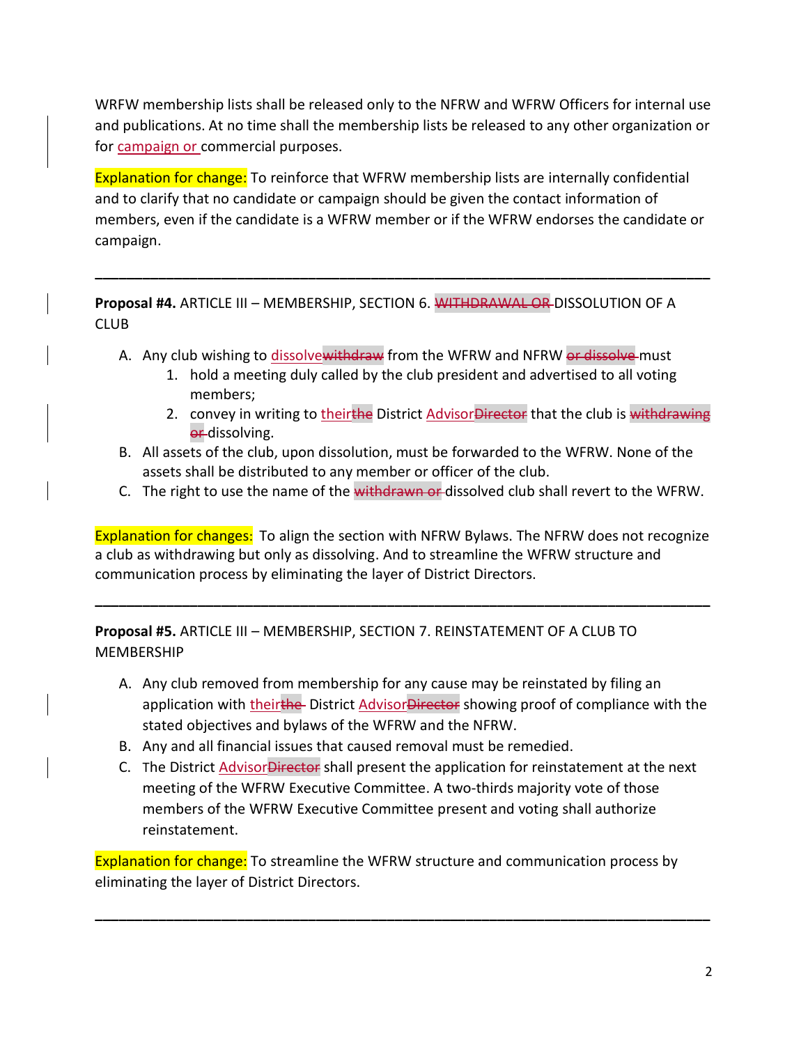WRFW membership lists shall be released only to the NFRW and WFRW Officers for internal use and publications. At no time shall the membership lists be released to any other organization or for campaign or commercial purposes.

Explanation for change: To reinforce that WFRW membership lists are internally confidential and to clarify that no candidate or campaign should be given the contact information of members, even if the candidate is a WFRW member or if the WFRW endorses the candidate or campaign.

---

**Proposal #4.** ARTICLE III – MEMBERSHIP, SECTION 6. ~~WITHDRAWAL OR~~ DISSOLUTION OF A CLUB

A. Any club wishing to dissolve~~withdraw~~ from the WFRW and NFRW ~~or dissolve~~ must
   1. hold a meeting duly called by the club president and advertised to all voting members;
   2. convey in writing to their~~the~~ District Advisor~~Director~~ that the club is ~~withdrawing or~~ dissolving.

B. All assets of the club, upon dissolution, must be forwarded to the WFRW. None of the assets shall be distributed to any member or officer of the club.

C. The right to use the name of the ~~withdrawn or~~ dissolved club shall revert to the WFRW.

Explanation for changes: To align the section with NFRW Bylaws. The NFRW does not recognize a club as withdrawing but only as dissolving. And to streamline the WFRW structure and communication process by eliminating the layer of District Directors.

---

**Proposal #5.** ARTICLE III – MEMBERSHIP, SECTION 7. REINSTATEMENT OF A CLUB TO MEMBERSHIP

A. Any club removed from membership for any cause may be reinstated by filing an application with their~~the~~ District Advisor~~Director~~ showing proof of compliance with the stated objectives and bylaws of the WFRW and the NFRW.

B. Any and all financial issues that caused removal must be remedied.

C. The District Advisor~~Director~~ shall present the application for reinstatement at the next meeting of the WFRW Executive Committee. A two-thirds majority vote of those members of the WFRW Executive Committee present and voting shall authorize reinstatement.

Explanation for change: To streamline the WFRW structure and communication process by eliminating the layer of District Directors.

---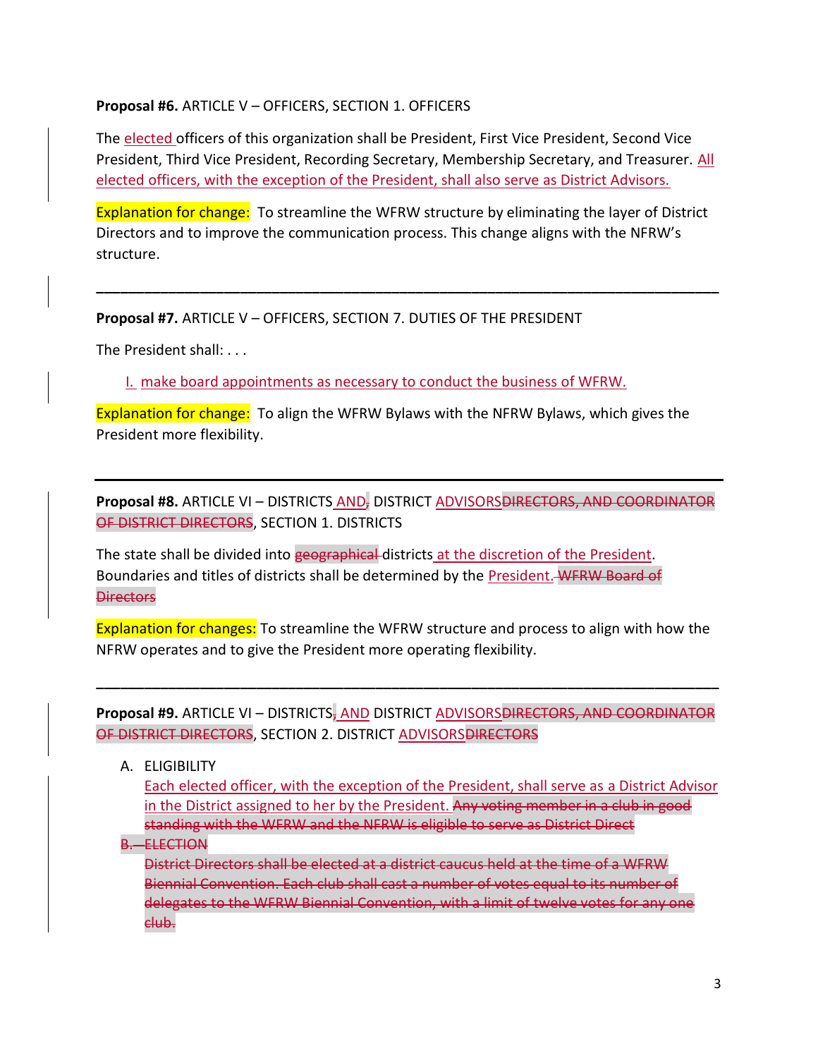**Proposal #6.** ARTICLE V – OFFICERS, SECTION 1. OFFICERS

The <ins>elected</ins> officers of this organization shall be President, First Vice President, Second Vice President, Third Vice President, Recording Secretary, Membership Secretary, and Treasurer. <ins>All elected officers, with the exception of the President, shall also serve as District Advisors.</ins>

Explanation for change: To streamline the WFRW structure by eliminating the layer of District Directors and to improve the communication process. This change aligns with the NFRW's structure.

---

**Proposal #7.** ARTICLE V – OFFICERS, SECTION 7. DUTIES OF THE PRESIDENT

The President shall: . . .

<ins>I. make board appointments as necessary to conduct the business of WFRW.</ins>

Explanation for change: To align the WFRW Bylaws with the NFRW Bylaws, which gives the President more flexibility.

---

**Proposal #8.** ARTICLE VI – DISTRICTS <ins>AND</ins>~~,~~ DISTRICT <ins>ADVISORS</ins>~~DIRECTORS, AND COORDINATOR OF DISTRICT DIRECTORS~~, SECTION 1. DISTRICTS

The state shall be divided into ~~geographical~~ districts <ins>at the discretion of the President</ins>. Boundaries and titles of districts shall be determined by the <ins>President.</ins> ~~WFRW Board of Directors~~

Explanation for changes: To streamline the WFRW structure and process to align with how the NFRW operates and to give the President more operating flexibility.

---

**Proposal #9.** ARTICLE VI – DISTRICTS~~,~~ <ins>AND</ins> DISTRICT <ins>ADVISORS</ins>~~DIRECTORS, AND COORDINATOR OF DISTRICT DIRECTORS~~, SECTION 2. DISTRICT <ins>ADVISORS</ins>~~DIRECTORS~~

A. ELIGIBILITY

<ins>Each elected officer, with the exception of the President, shall serve as a District Advisor in the District assigned to her by the President.</ins> ~~Any voting member in a club in good standing with the WFRW and the NFRW is eligible to serve as District Direct~~

~~B. ELECTION~~

~~District Directors shall be elected at a district caucus held at the time of a WFRW Biennial Convention. Each club shall cast a number of votes equal to its number of delegates to the WFRW Biennial Convention, with a limit of twelve votes for any one club.~~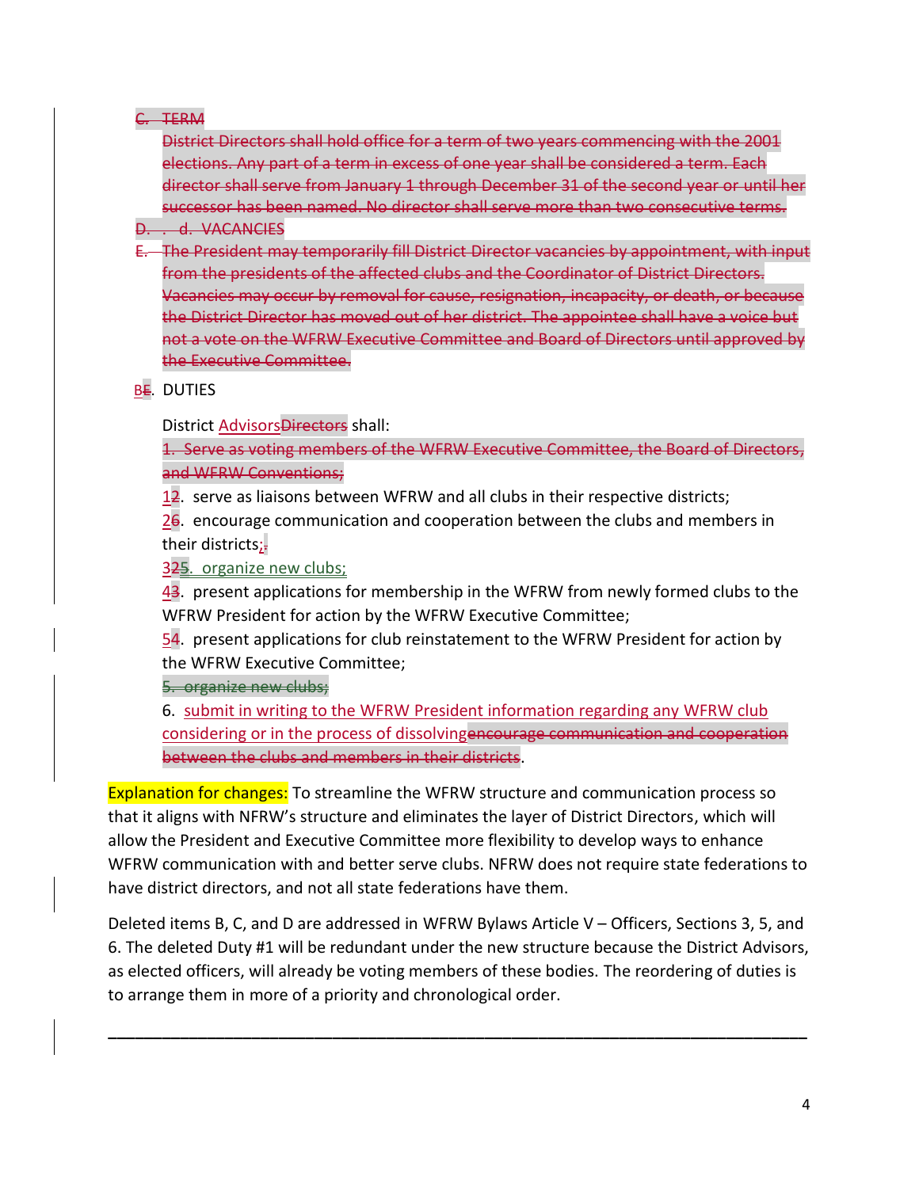~~C. TERM~~

~~District Directors shall hold office for a term of two years commencing with the 2001 elections. Any part of a term in excess of one year shall be considered a term. Each director shall serve from January 1 through December 31 of the second year or until her successor has been named. No director shall serve more than two consecutive terms.~~

~~D. . d. VACANCIES~~

~~E. The President may temporarily fill District Director vacancies by appointment, with input from the presidents of the affected clubs and the Coordinator of District Directors. Vacancies may occur by removal for cause, resignation, incapacity, or death, or because the District Director has moved out of her district. The appointee shall have a voice but not a vote on the WFRW Executive Committee and Board of Directors until approved by the Executive Committee.~~

B~~E~~. DUTIES

District Advisors~~Directors~~ shall:

~~1. Serve as voting members of the WFRW Executive Committee, the Board of Directors, and WFRW Conventions;~~

1~~2~~. serve as liaisons between WFRW and all clubs in their respective districts;

2~~6~~. encourage communication and cooperation between the clubs and members in their districts;~~.~~

3~~25~~. organize new clubs;

4~~3~~. present applications for membership in the WFRW from newly formed clubs to the WFRW President for action by the WFRW Executive Committee;

5~~4~~. present applications for club reinstatement to the WFRW President for action by the WFRW Executive Committee;

~~5. organize new clubs;~~

6. submit in writing to the WFRW President information regarding any WFRW club considering or in the process of dissolving~~encourage communication and cooperation between the clubs and members in their districts~~.

Explanation for changes: To streamline the WFRW structure and communication process so that it aligns with NFRW's structure and eliminates the layer of District Directors, which will allow the President and Executive Committee more flexibility to develop ways to enhance WFRW communication with and better serve clubs. NFRW does not require state federations to have district directors, and not all state federations have them.

Deleted items B, C, and D are addressed in WFRW Bylaws Article V – Officers, Sections 3, 5, and 6. The deleted Duty #1 will be redundant under the new structure because the District Advisors, as elected officers, will already be voting members of these bodies. The reordering of duties is to arrange them in more of a priority and chronological order.

---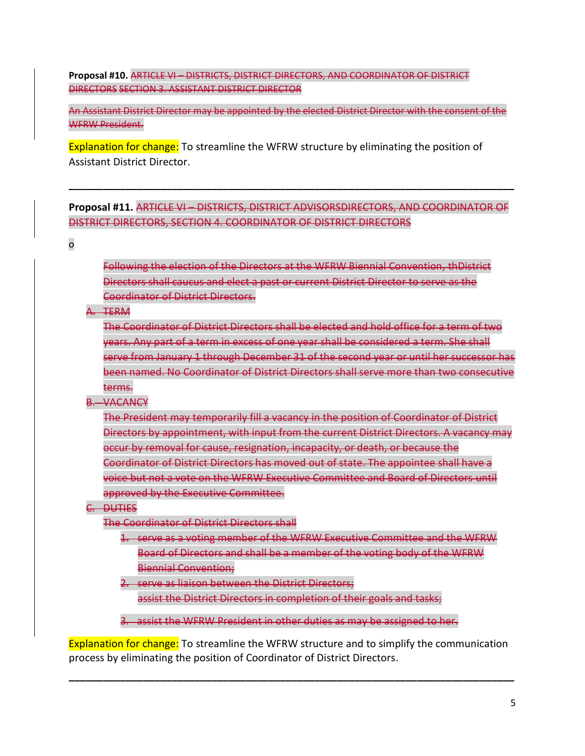**Proposal #10.** ~~ARTICLE VI – DISTRICTS, DISTRICT DIRECTORS, AND COORDINATOR OF DISTRICT DIRECTORS SECTION 3. ASSISTANT DISTRICT DIRECTOR~~

~~An Assistant District Director may be appointed by the elected District Director with the consent of the WFRW President.~~

Explanation for change: To streamline the WFRW structure by eliminating the position of Assistant District Director.

---

**Proposal #11.** ~~ARTICLE VI – DISTRICTS, DISTRICT ADVISORSDIRECTORS, AND COORDINATOR OF DISTRICT DIRECTORS, SECTION 4. COORDINATOR OF DISTRICT DIRECTORS~~

o

~~Following the election of the Directors at the WFRW Biennial Convention, thDistrict Directors shall caucus and elect a past or current District Director to serve as the Coordinator of District Directors.~~

~~A. TERM~~

~~The Coordinator of District Directors shall be elected and hold office for a term of two years. Any part of a term in excess of one year shall be considered a term. She shall serve from January 1 through December 31 of the second year or until her successor has been named. No Coordinator of District Directors shall serve more than two consecutive terms.~~

~~B. VACANCY~~

~~The President may temporarily fill a vacancy in the position of Coordinator of District Directors by appointment, with input from the current District Directors. A vacancy may occur by removal for cause, resignation, incapacity, or death, or because the Coordinator of District Directors has moved out of state. The appointee shall have a voice but not a vote on the WFRW Executive Committee and Board of Directors until approved by the Executive Committee.~~

~~C. DUTIES~~

~~The Coordinator of District Directors shall~~

1. ~~serve as a voting member of the WFRW Executive Committee and the WFRW Board of Directors and shall be a member of the voting body of the WFRW Biennial Convention;~~
2. ~~serve as liaison between the District Directors;~~
   ~~assist the District Directors in completion of their goals and tasks;~~
3. ~~assist the WFRW President in other duties as may be assigned to her.~~

Explanation for change: To streamline the WFRW structure and to simplify the communication process by eliminating the position of Coordinator of District Directors.

---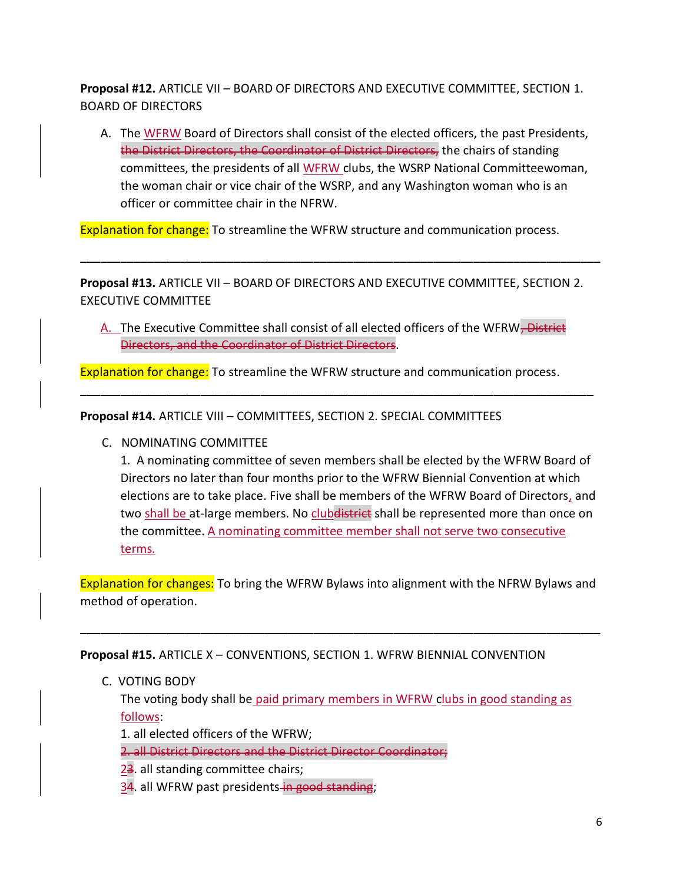**Proposal #12.** ARTICLE VII – BOARD OF DIRECTORS AND EXECUTIVE COMMITTEE, SECTION 1. BOARD OF DIRECTORS

A. The <u>WFRW</u> Board of Directors shall consist of the elected officers, the past Presidents, ~~the District Directors, the Coordinator of District Directors,~~ the chairs of standing committees, the presidents of all <u>WFRW</u> clubs, the WSRP National Committeewoman, the woman chair or vice chair of the WSRP, and any Washington woman who is an officer or committee chair in the NFRW.

Explanation for change: To streamline the WFRW structure and communication process.

---

**Proposal #13.** ARTICLE VII – BOARD OF DIRECTORS AND EXECUTIVE COMMITTEE, SECTION 2. EXECUTIVE COMMITTEE

<u>A.</u> The Executive Committee shall consist of all elected officers of the WFRW~~, District Directors, and the Coordinator of District Directors~~.

Explanation for change: To streamline the WFRW structure and communication process.

---

**Proposal #14.** ARTICLE VIII – COMMITTEES, SECTION 2. SPECIAL COMMITTEES

C. NOMINATING COMMITTEE

1. A nominating committee of seven members shall be elected by the WFRW Board of Directors no later than four months prior to the WFRW Biennial Convention at which elections are to take place. Five shall be members of the WFRW Board of Directors<u>,</u> and two <u>shall be</u> at-large members. No <u>club</u>~~district~~ shall be represented more than once on the committee. <u>A nominating committee member shall not serve two consecutive terms.</u>

Explanation for changes: To bring the WFRW Bylaws into alignment with the NFRW Bylaws and method of operation.

---

**Proposal #15.** ARTICLE X – CONVENTIONS, SECTION 1. WFRW BIENNIAL CONVENTION

C. VOTING BODY

The voting body shall be <u>paid primary members in WFRW</u> c<u>lubs in good standing as follows</u>:

1. all elected officers of the WFRW;

~~2. all District Directors and the District Director Coordinator;~~

<u>2</u>~~3~~. all standing committee chairs;

<u>3</u>~~4~~. all WFRW past presidents ~~in good standing~~;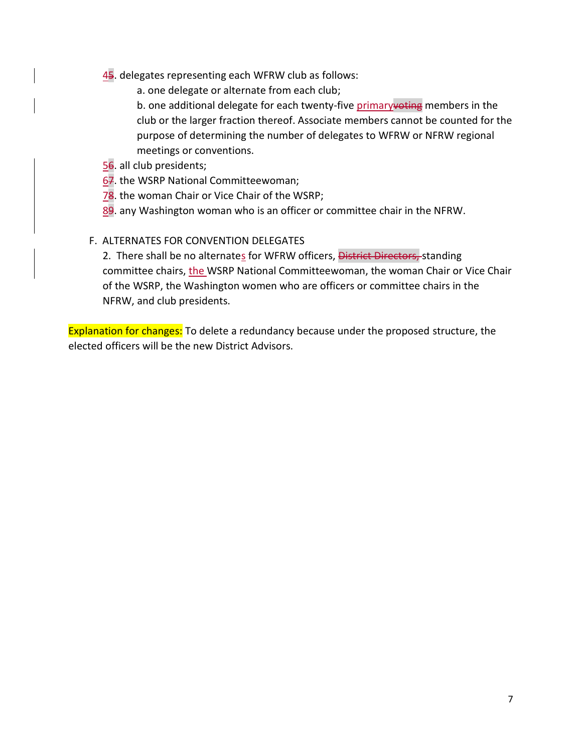45. delegates representing each WFRW club as follows:

   a. one delegate or alternate from each club;

   b. one additional delegate for each twenty-five primaryvoting members in the club or the larger fraction thereof. Associate members cannot be counted for the purpose of determining the number of delegates to WFRW or NFRW regional meetings or conventions.

56. all club presidents;

67. the WSRP National Committeewoman;

78. the woman Chair or Vice Chair of the WSRP;

89. any Washington woman who is an officer or committee chair in the NFRW.

F. ALTERNATES FOR CONVENTION DELEGATES

2. There shall be no alternates for WFRW officers, ~~District Directors,~~ standing committee chairs, the WSRP National Committeewoman, the woman Chair or Vice Chair of the WSRP, the Washington women who are officers or committee chairs in the NFRW, and club presidents.

Explanation for changes: To delete a redundancy because under the proposed structure, the elected officers will be the new District Advisors.